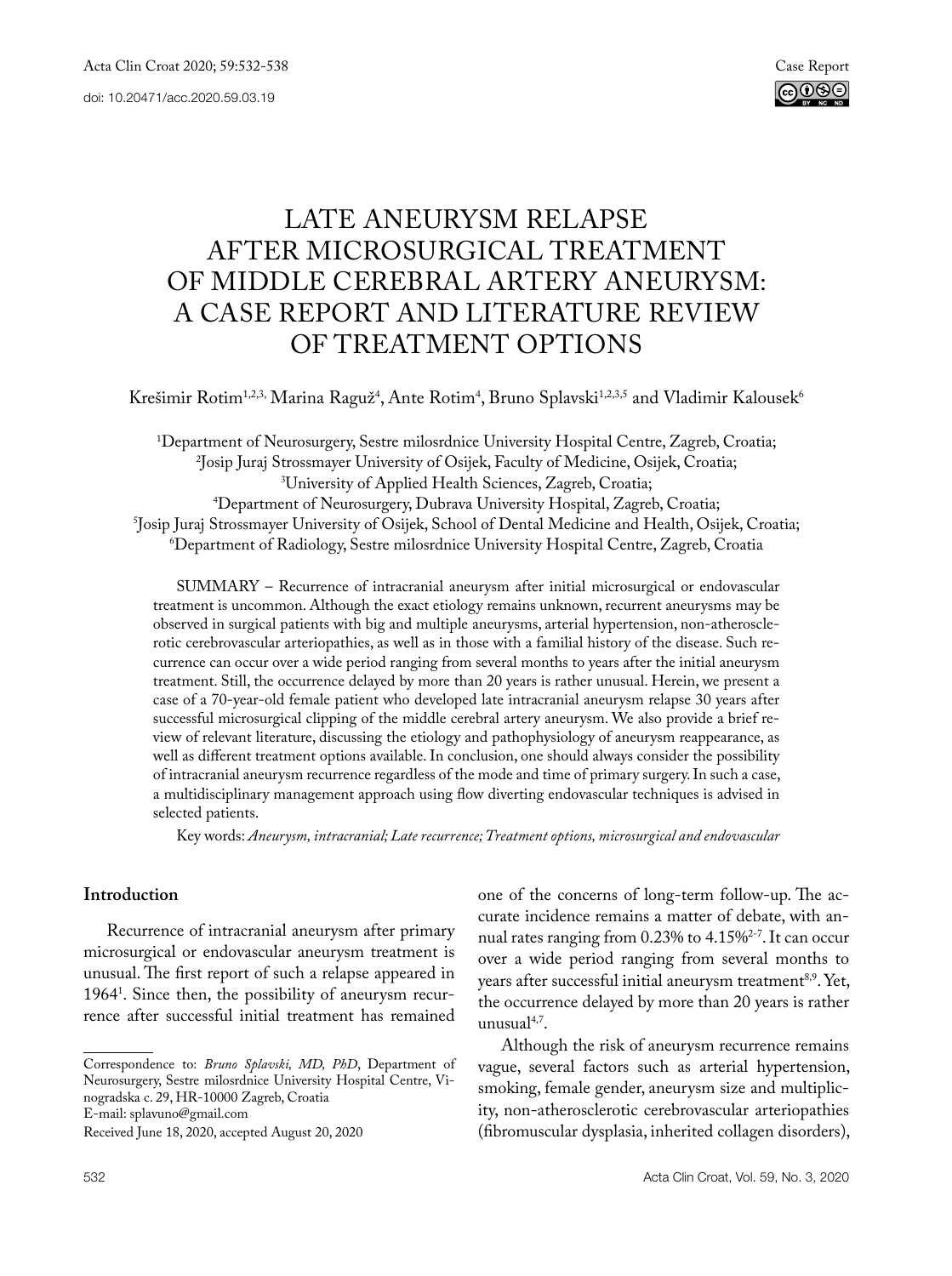Case Report

# LATE ANEURYSM RELAPSE AFTER MICROSURGICAL TREATMENT OF MIDDLE CEREBRAL ARTERY ANEURYSM: A CASE REPORT AND LITERATURE REVIEW OF TREATMENT OPTIONS

Krešimir Rotim[1,2,3], Marina Raguž[4], Ante Rotim[4], Bruno Splavski[1,2,3,5] and Vladimir Kalousek[6]

[1]Department of Neurosurgery, Sestre milosrdnice University Hospital Centre, Zagreb, Croatia;
[2]Josip Juraj Strossmayer University of Osijek, Faculty of Medicine, Osijek, Croatia;
[3]University of Applied Health Sciences, Zagreb, Croatia;
[4]Department of Neurosurgery, Dubrava University Hospital, Zagreb, Croatia;
[5]Josip Juraj Strossmayer University of Osijek, School of Dental Medicine and Health, Osijek, Croatia;
[6]Department of Radiology, Sestre milosrdnice University Hospital Centre, Zagreb, Croatia

SUMMARY – Recurrence of intracranial aneurysm after initial microsurgical or endovascular treatment is uncommon. Although the exact etiology remains unknown, recurrent aneurysms may be observed in surgical patients with big and multiple aneurysms, arterial hypertension, non-atherosclerotic cerebrovascular arteriopathies, as well as in those with a familial history of the disease. Such recurrence can occur over a wide period ranging from several months to years after the initial aneurysm treatment. Still, the occurrence delayed by more than 20 years is rather unusual. Herein, we present a case of a 70-year-old female patient who developed late intracranial aneurysm relapse 30 years after successful microsurgical clipping of the middle cerebral artery aneurysm. We also provide a brief review of relevant literature, discussing the etiology and pathophysiology of aneurysm reappearance, as well as different treatment options available. In conclusion, one should always consider the possibility of intracranial aneurysm recurrence regardless of the mode and time of primary surgery. In such a case, a multidisciplinary management approach using flow diverting endovascular techniques is advised in selected patients.

Key words: *Aneurysm, intracranial; Late recurrence; Treatment options, microsurgical and endovascular*

## Introduction

Recurrence of intracranial aneurysm after primary microsurgical or endovascular aneurysm treatment is unusual. The first report of such a relapse appeared in 1964[1]. Since then, the possibility of aneurysm recurrence after successful initial treatment has remained one of the concerns of long-term follow-up. The accurate incidence remains a matter of debate, with annual rates ranging from 0.23% to 4.15%[2-7]. It can occur over a wide period ranging from several months to years after successful initial aneurysm treatment[8,9]. Yet, the occurrence delayed by more than 20 years is rather unusual[4,7].

Although the risk of aneurysm recurrence remains vague, several factors such as arterial hypertension, smoking, female gender, aneurysm size and multiplicity, non-atherosclerotic cerebrovascular arteriopathies (fibromuscular dysplasia, inherited collagen disorders),

Correspondence to: *Bruno Splavski, MD, PhD*, Department of Neurosurgery, Sestre milosrdnice University Hospital Centre, Vinogradska c. 29, HR-10000 Zagreb, Croatia
E-mail: splavuno@gmail.com

Received June 18, 2020, accepted August 20, 2020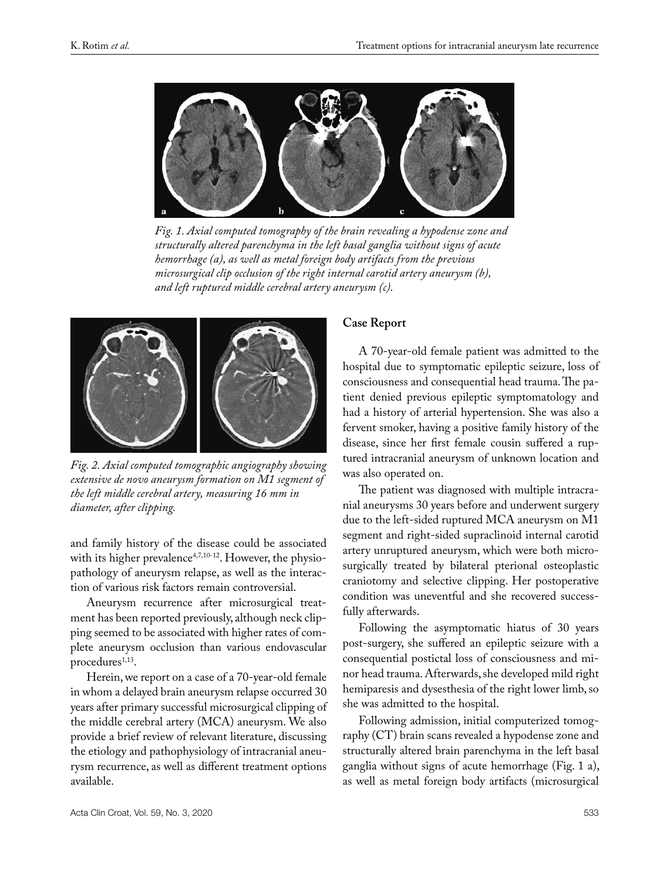*Fig. 1. Axial computed tomography of the brain revealing a hypodense zone and structurally altered parenchyma in the left basal ganglia without signs of acute hemorrhage (a), as well as metal foreign body artifacts from the previous microsurgical clip occlusion of the right internal carotid artery aneurysm (b), and left ruptured middle cerebral artery aneurysm (c).*

*Fig. 2. Axial computed tomographic angiography showing extensive de novo aneurysm formation on M1 segment of the left middle cerebral artery, measuring 16 mm in diameter, after clipping.*

and family history of the disease could be associated with its higher prevalence[4,7,10-12]. However, the physiopathology of aneurysm relapse, as well as the interaction of various risk factors remain controversial.

Aneurysm recurrence after microsurgical treatment has been reported previously, although neck clipping seemed to be associated with higher rates of complete aneurysm occlusion than various endovascular procedures[1,13].

Herein, we report on a case of a 70-year-old female in whom a delayed brain aneurysm relapse occurred 30 years after primary successful microsurgical clipping of the middle cerebral artery (MCA) aneurysm. We also provide a brief review of relevant literature, discussing the etiology and pathophysiology of intracranial aneurysm recurrence, as well as different treatment options available.

## Case Report

A 70-year-old female patient was admitted to the hospital due to symptomatic epileptic seizure, loss of consciousness and consequential head trauma. The patient denied previous epileptic symptomatology and had a history of arterial hypertension. She was also a fervent smoker, having a positive family history of the disease, since her first female cousin suffered a ruptured intracranial aneurysm of unknown location and was also operated on.

The patient was diagnosed with multiple intracranial aneurysms 30 years before and underwent surgery due to the left-sided ruptured MCA aneurysm on M1 segment and right-sided supraclinoid internal carotid artery unruptured aneurysm, which were both microsurgically treated by bilateral pterional osteoplastic craniotomy and selective clipping. Her postoperative condition was uneventful and she recovered successfully afterwards.

Following the asymptomatic hiatus of 30 years post-surgery, she suffered an epileptic seizure with a consequential postictal loss of consciousness and minor head trauma. Afterwards, she developed mild right hemiparesis and dysesthesia of the right lower limb, so she was admitted to the hospital.

Following admission, initial computerized tomography (CT) brain scans revealed a hypodense zone and structurally altered brain parenchyma in the left basal ganglia without signs of acute hemorrhage (Fig. 1 a), as well as metal foreign body artifacts (microsurgical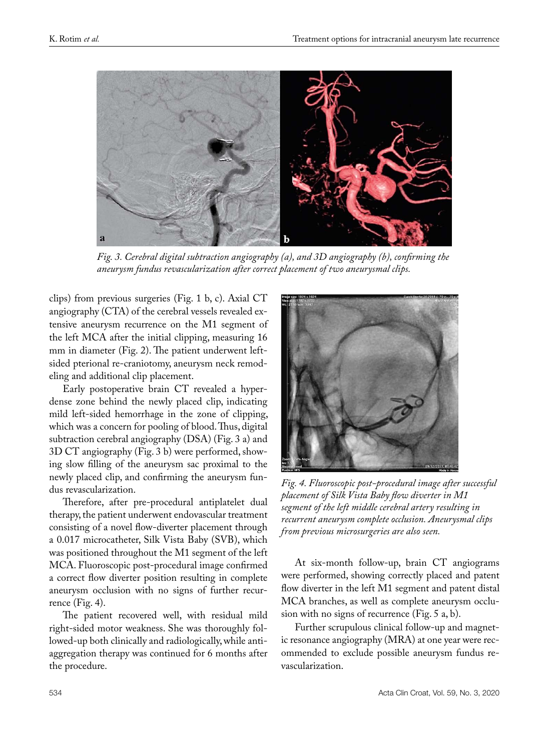*Fig. 3. Cerebral digital subtraction angiography (a), and 3D angiography (b), confirming the aneurysm fundus revascularization after correct placement of two aneurysmal clips.*

clips) from previous surgeries (Fig. 1 b, c). Axial CT angiography (CTA) of the cerebral vessels revealed extensive aneurysm recurrence on the M1 segment of the left MCA after the initial clipping, measuring 16 mm in diameter (Fig. 2). The patient underwent left-sided pterional re-craniotomy, aneurysm neck remodeling and additional clip placement.

Early postoperative brain CT revealed a hyperdense zone behind the newly placed clip, indicating mild left-sided hemorrhage in the zone of clipping, which was a concern for pooling of blood. Thus, digital subtraction cerebral angiography (DSA) (Fig. 3 a) and 3D CT angiography (Fig. 3 b) were performed, showing slow filling of the aneurysm sac proximal to the newly placed clip, and confirming the aneurysm fundus revascularization.

Therefore, after pre-procedural antiplatelet dual therapy, the patient underwent endovascular treatment consisting of a novel flow-diverter placement through a 0.017 microcatheter, Silk Vista Baby (SVB), which was positioned throughout the M1 segment of the left MCA. Fluoroscopic post-procedural image confirmed a correct flow diverter position resulting in complete aneurysm occlusion with no signs of further recurrence (Fig. 4).

The patient recovered well, with residual mild right-sided motor weakness. She was thoroughly followed-up both clinically and radiologically, while anti-aggregation therapy was continued for 6 months after the procedure.

*Fig. 4. Fluoroscopic post-procedural image after successful placement of Silk Vista Baby flow diverter in M1 segment of the left middle cerebral artery resulting in recurrent aneurysm complete occlusion. Aneurysmal clips from previous microsurgeries are also seen.*

At six-month follow-up, brain CT angiograms were performed, showing correctly placed and patent flow diverter in the left M1 segment and patent distal MCA branches, as well as complete aneurysm occlusion with no signs of recurrence (Fig. 5 a, b).

Further scrupulous clinical follow-up and magnetic resonance angiography (MRA) at one year were recommended to exclude possible aneurysm fundus revascularization.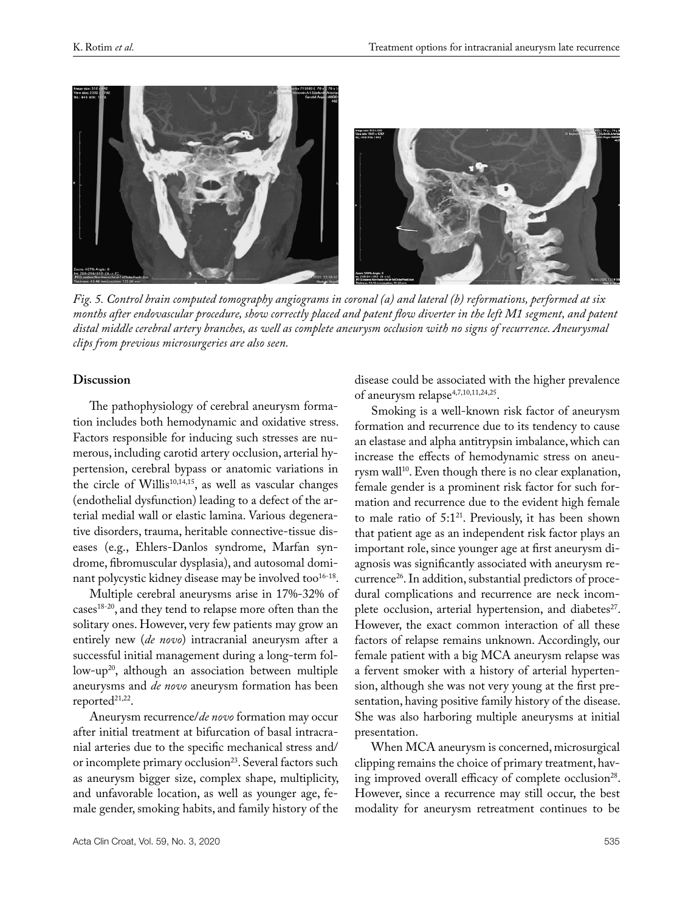*Fig. 5. Control brain computed tomography angiograms in coronal (a) and lateral (b) reformations, performed at six months after endovascular procedure, show correctly placed and patent flow diverter in the left M1 segment, and patent distal middle cerebral artery branches, as well as complete aneurysm occlusion with no signs of recurrence. Aneurysmal clips from previous microsurgeries are also seen.*

## Discussion

The pathophysiology of cerebral aneurysm formation includes both hemodynamic and oxidative stress. Factors responsible for inducing such stresses are numerous, including carotid artery occlusion, arterial hypertension, cerebral bypass or anatomic variations in the circle of Willis[10,14,15], as well as vascular changes (endothelial dysfunction) leading to a defect of the arterial medial wall or elastic lamina. Various degenerative disorders, trauma, heritable connective-tissue diseases (e.g., Ehlers-Danlos syndrome, Marfan syndrome, fibromuscular dysplasia), and autosomal dominant polycystic kidney disease may be involved too[16-18].

Multiple cerebral aneurysms arise in 17%-32% of cases[18-20], and they tend to relapse more often than the solitary ones. However, very few patients may grow an entirely new (*de novo*) intracranial aneurysm after a successful initial management during a long-term follow-up[20], although an association between multiple aneurysms and *de novo* aneurysm formation has been reported[21,22].

Aneurysm recurrence/*de novo* formation may occur after initial treatment at bifurcation of basal intracranial arteries due to the specific mechanical stress and/or incomplete primary occlusion[23]. Several factors such as aneurysm bigger size, complex shape, multiplicity, and unfavorable location, as well as younger age, female gender, smoking habits, and family history of the disease could be associated with the higher prevalence of aneurysm relapse[4,7,10,11,24,25].

Smoking is a well-known risk factor of aneurysm formation and recurrence due to its tendency to cause an elastase and alpha antitrypsin imbalance, which can increase the effects of hemodynamic stress on aneurysm wall[10]. Even though there is no clear explanation, female gender is a prominent risk factor for such formation and recurrence due to the evident high female to male ratio of 5:1[21]. Previously, it has been shown that patient age as an independent risk factor plays an important role, since younger age at first aneurysm diagnosis was significantly associated with aneurysm recurrence[26]. In addition, substantial predictors of procedural complications and recurrence are neck incomplete occlusion, arterial hypertension, and diabetes[27]. However, the exact common interaction of all these factors of relapse remains unknown. Accordingly, our female patient with a big MCA aneurysm relapse was a fervent smoker with a history of arterial hypertension, although she was not very young at the first presentation, having positive family history of the disease. She was also harboring multiple aneurysms at initial presentation.

When MCA aneurysm is concerned, microsurgical clipping remains the choice of primary treatment, having improved overall efficacy of complete occlusion[28]. However, since a recurrence may still occur, the best modality for aneurysm retreatment continues to be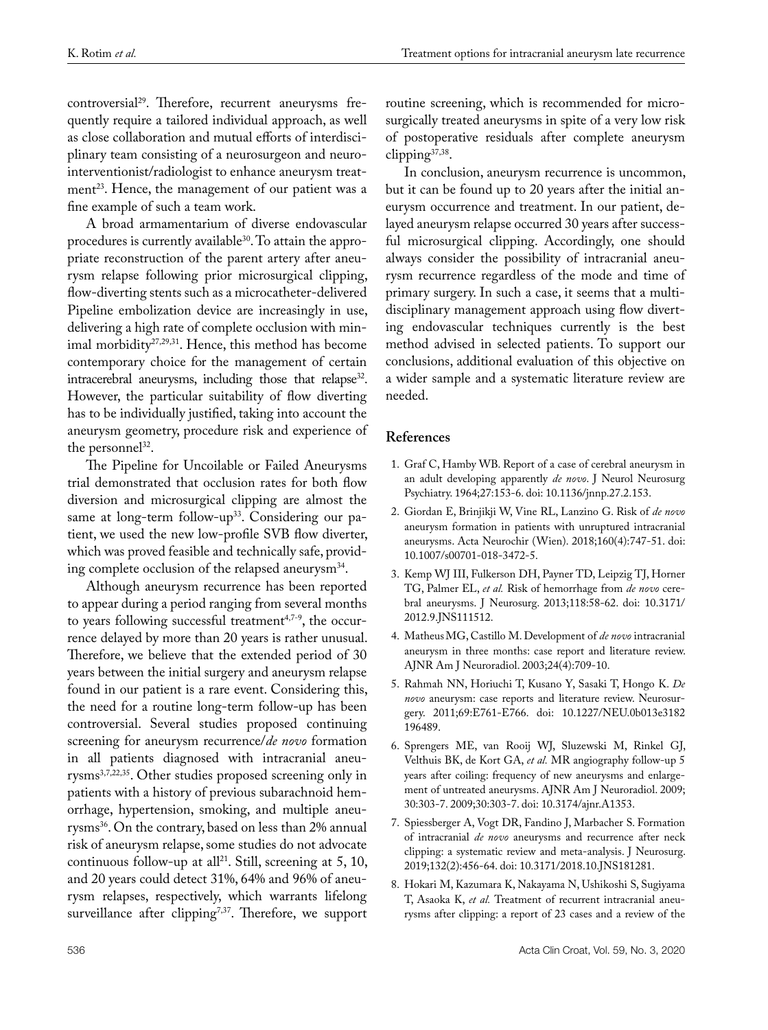controversial[29]. Therefore, recurrent aneurysms frequently require a tailored individual approach, as well as close collaboration and mutual efforts of interdisciplinary team consisting of a neurosurgeon and neurointerventionist/radiologist to enhance aneurysm treatment[23]. Hence, the management of our patient was a fine example of such a team work.

A broad armamentarium of diverse endovascular procedures is currently available[30]. To attain the appropriate reconstruction of the parent artery after aneurysm relapse following prior microsurgical clipping, flow-diverting stents such as a microcatheter-delivered Pipeline embolization device are increasingly in use, delivering a high rate of complete occlusion with minimal morbidity[27,29,31]. Hence, this method has become contemporary choice for the management of certain intracerebral aneurysms, including those that relapse[32]. However, the particular suitability of flow diverting has to be individually justified, taking into account the aneurysm geometry, procedure risk and experience of the personnel[32].

The Pipeline for Uncoilable or Failed Aneurysms trial demonstrated that occlusion rates for both flow diversion and microsurgical clipping are almost the same at long-term follow-up[33]. Considering our patient, we used the new low-profile SVB flow diverter, which was proved feasible and technically safe, providing complete occlusion of the relapsed aneurysm[34].

Although aneurysm recurrence has been reported to appear during a period ranging from several months to years following successful treatment[4,7-9], the occurrence delayed by more than 20 years is rather unusual. Therefore, we believe that the extended period of 30 years between the initial surgery and aneurysm relapse found in our patient is a rare event. Considering this, the need for a routine long-term follow-up has been controversial. Several studies proposed continuing screening for aneurysm recurrence/*de novo* formation in all patients diagnosed with intracranial aneurysms[3,7,22,35]. Other studies proposed screening only in patients with a history of previous subarachnoid hemorrhage, hypertension, smoking, and multiple aneurysms[36]. On the contrary, based on less than 2% annual risk of aneurysm relapse, some studies do not advocate continuous follow-up at all[21]. Still, screening at 5, 10, and 20 years could detect 31%, 64% and 96% of aneurysm relapses, respectively, which warrants lifelong surveillance after clipping[7,37]. Therefore, we support routine screening, which is recommended for microsurgically treated aneurysms in spite of a very low risk of postoperative residuals after complete aneurysm clipping[37,38].

In conclusion, aneurysm recurrence is uncommon, but it can be found up to 20 years after the initial aneurysm occurrence and treatment. In our patient, delayed aneurysm relapse occurred 30 years after successful microsurgical clipping. Accordingly, one should always consider the possibility of intracranial aneurysm recurrence regardless of the mode and time of primary surgery. In such a case, it seems that a multidisciplinary management approach using flow diverting endovascular techniques currently is the best method advised in selected patients. To support our conclusions, additional evaluation of this objective on a wider sample and a systematic literature review are needed.

## References

1. Graf C, Hamby WB. Report of a case of cerebral aneurysm in an adult developing apparently *de novo*. J Neurol Neurosurg Psychiatry. 1964;27:153-6. doi: 10.1136/jnnp.27.2.153.
2. Giordan E, Brinjikji W, Vine RL, Lanzino G. Risk of *de novo* aneurysm formation in patients with unruptured intracranial aneurysms. Acta Neurochir (Wien). 2018;160(4):747-51. doi: 10.1007/s00701-018-3472-5.
3. Kemp WJ III, Fulkerson DH, Payner TD, Leipzig TJ, Horner TG, Palmer EL, *et al.* Risk of hemorrhage from *de novo* cerebral aneurysms. J Neurosurg. 2013;118:58-62. doi: 10.3171/2012.9.JNS111512.
4. Matheus MG, Castillo M. Development of *de novo* intracranial aneurysm in three months: case report and literature review. AJNR Am J Neuroradiol. 2003;24(4):709-10.
5. Rahmah NN, Horiuchi T, Kusano Y, Sasaki T, Hongo K. *De novo* aneurysm: case reports and literature review. Neurosurgery. 2011;69:E761-E766. doi: 10.1227/NEU.0b013e3182196489.
6. Sprengers ME, van Rooij WJ, Sluzewski M, Rinkel GJ, Velthuis BK, de Kort GA, *et al.* MR angiography follow-up 5 years after coiling: frequency of new aneurysms and enlargement of untreated aneurysms. AJNR Am J Neuroradiol. 2009; 30:303-7. 2009;30:303-7. doi: 10.3174/ajnr.A1353.
7. Spiessberger A, Vogt DR, Fandino J, Marbacher S. Formation of intracranial *de novo* aneurysms and recurrence after neck clipping: a systematic review and meta-analysis. J Neurosurg. 2019;132(2):456-64. doi: 10.3171/2018.10.JNS181281.
8. Hokari M, Kazumara K, Nakayama N, Ushikoshi S, Sugiyama T, Asaoka K, *et al.* Treatment of recurrent intracranial aneurysms after clipping: a report of 23 cases and a review of the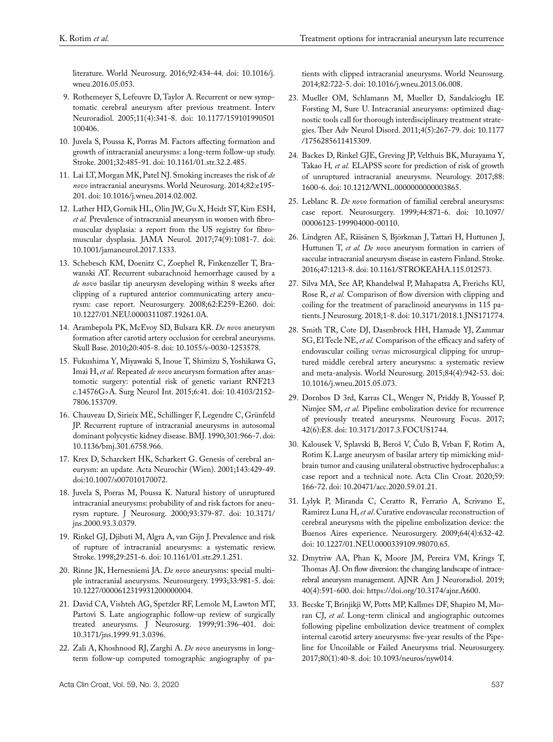literature. World Neurosurg. 2016;92:434-44. doi: 10.1016/j.wneu.2016.05.053.

9. Rothemeyer S, Lefeuvre D, Taylor A. Recurrent or new symptomatic cerebral aneurysm after previous treatment. Interv Neuroradiol. 2005;11(4):341-8. doi: 10.1177/159101990501100406.
10. Juvela S, Poussa K, Porras M. Factors affecting formation and growth of intracranial aneurysms: a long-term follow-up study. Stroke. 2001;32:485-91. doi: 10.1161/01.str.32.2.485.
11. Lai LT, Morgan MK, Patel NJ. Smoking increases the risk of *de novo* intracranial aneurysms. World Neurosurg. 2014;82:e195-201. doi: 10.1016/j.wneu.2014.02.002.
12. Lather HD, Gornik HL, Olin JW, Gu X, Heidt ST, Kim ESH, *et al.* Prevalence of intracranial aneurysm in women with fibromuscular dysplasia: a report from the US registry for fibromuscular dysplasia. JAMA Neurol. 2017;74(9):1081-7. doi: 10.1001/jamaneurol.2017.1333.
13. Schebesch KM, Doenitz C, Zoephel R, Finkenzeller T, Brawanski AT. Recurrent subarachnoid hemorrhage caused by a *de novo* basilar tip aneurysm developing within 8 weeks after clipping of a ruptured anterior communicating artery aneurysm: case report. Neurosurgery. 2008;62:E259-E260. doi: 10.1227/01.NEU.0000311087.19261.0A.
14. Arambepola PK, McEvoy SD, Bulsara KR. *De novo* aneurysm formation after carotid artery occlusion for cerebral aneurysms. Skull Base. 2010;20:405-8. doi: 10.1055/s-0030-1253578.
15. Fukushima Y, Miyawaki S, Inoue T, Shimizu S, Yoshikawa G, Imai H, *et al.* Repeated *de novo* aneurysm formation after anastomotic surgery: potential risk of genetic variant RNF213 c.14576G>A. Surg Neurol Int. 2015;6:41. doi: 10.4103/2152-7806.153709.
16. Chauveau D, Sirieix ME, Schillinger F, Legendre C, Grünfeld JP. Recurrent rupture of intracranial aneurysms in autosomal dominant polycystic kidney disease. BMJ. 1990;301:966-7. doi: 10.1136/bmj.301.6758.966.
17. Krex D, Scharckert HK, Scharkert G. Genesis of cerebral aneurysm: an update. Acta Neurochir (Wien). 2001;143:429-49. doi:10.1007/s007010170072.
18. Juvela S, Porras M, Poussa K. Natural history of unruptured intracranial aneurysms: probability of and risk factors for aneurysm rupture. J Neurosurg. 2000;93:379-87. doi: 10.3171/jns.2000.93.3.0379.
19. Rinkel GJ, Djibuti M, Algra A, van Gijn J. Prevalence and risk of rupture of intracranial aneurysms: a systematic review. Stroke. 1998;29:251-6. doi: 10.1161/01.str.29.1.251.
20. Rinne JK, Hernesniemi JA. *De novo* aneurysms: special multiple intracranial aneurysms. Neurosurgery. 1993;33:981-5. doi: 10.1227/00006123199312000000004.
21. David CA, Vishteh AG, Spetzler RF, Lemole M, Lawton MT, Partovi S. Late angiographic follow-up review of surgically treated aneurysms. J Neurosurg. 1999;91:396-401. doi: 10.3171/jns.1999.91.3.0396.
22. Zali A, Khoshnood RJ, Zarghi A. *De novo* aneurysms in long-term follow-up computed tomographic angiography of patients with clipped intracranial aneurysms. World Neurosurg. 2014;82:722-5. doi: 10.1016/j.wneu.2013.06.008.
23. Mueller OM, Schlamann M, Mueller D, Sandalcioglu IE Forsting M, Sure U. Intracranial aneurysms: optimized diagnostic tools call for thorough interdisciplinary treatment strategies. Ther Adv Neurol Disord. 2011;4(5):267-79. doi: 10.1177/1756285611415309.
24. Backes D, Rinkel GJE, Greving JP, Velthuis BK, Murayama Y, Takao H, *et al.* ELAPSS score for prediction of risk of growth of unruptured intracranial aneurysms. Neurology. 2017;88:1600-6. doi: 10.1212/WNL.0000000000003865.
25. Leblanc R. *De novo* formation of familial cerebral aneurysms: case report. Neurosurgery. 1999;44:871-6. doi: 10.1097/00006123-199904000-00110.
26. Lindgren AE, Räisänen S, Björkman J, Tattari H, Huttunen J, Huttunen T, *et al. De novo* aneurysm formation in carriers of saccular intracranial aneurysm disease in eastern Finland. Stroke. 2016;47:1213-8. doi: 10.1161/STROKEAHA.115.012573.
27. Silva MA, See AP, Khandelwal P, Mahapatra A, Frerichs KU, Rose R, *et al.* Comparison of flow diversion with clipping and coiling for the treatment of paraclinoid aneurysms in 115 patients. J Neurosurg. 2018;1-8. doi: 10.3171/2018.1.JNS171774.
28. Smith TR, Cote DJ, Dasenbrock HH, Hamade YJ, Zammar SG, El Tecle NE, *et al.* Comparison of the efficacy and safety of endovascular coiling *versus* microsurgical clipping for unruptured middle cerebral artery aneurysms: a systematic review and meta-analysis. World Neurosurg. 2015;84(4):942-53. doi: 10.1016/j.wneu.2015.05.073.
29. Dornbos D 3rd, Karras CL, Wenger N, Priddy B, Youssef P, Nimjee SM, *et al.* Pipeline embolization device for recurrence of previously treated aneurysms. Neurosurg Focus. 2017; 42(6):E8. doi: 10.3171/2017.3.FOCUS1744.
30. Kalousek V, Splavski B, Beroš V, Čulo B, Vrban F, Rotim A, Rotim K. Large aneurysm of basilar artery tip mimicking midbrain tumor and causing unilateral obstructive hydrocephalus: a case report and a technical note. Acta Clin Croat. 2020;59:166-72. doi: 10.20471/acc.2020.59.01.21.
31. Lylyk P, Miranda C, Ceratto R, Ferrario A, Scrivano E, Ramirez Luna H, *et al*. Curative endovascular reconstruction of cerebral aneurysms with the pipeline embolization device: the Buenos Aires experience. Neurosurgery. 2009;64(4):632-42. doi: 10.1227/01.NEU.0000339109.98070.65.
32. Dmytriw AA, Phan K, Moore JM, Pereira VM, Krings T, Thomas AJ. On flow diversion: the changing landscape of intracerebral aneurysm management. AJNR Am J Neuroradiol. 2019; 40(4):591-600. doi: https://doi.org/10.3174/ajnr.A600.
33. Becske T, Brinjikji W, Potts MP, Kallmes DF, Shapiro M, Moran CJ, *et al*. Long-term clinical and angiographic outcomes following pipeline embolization device treatment of complex internal carotid artery aneurysms: five-year results of the Pipeline for Uncoilable or Failed Aneurysms trial. Neurosurgery. 2017;80(1):40-8. doi: 10.1093/neuros/nyw014.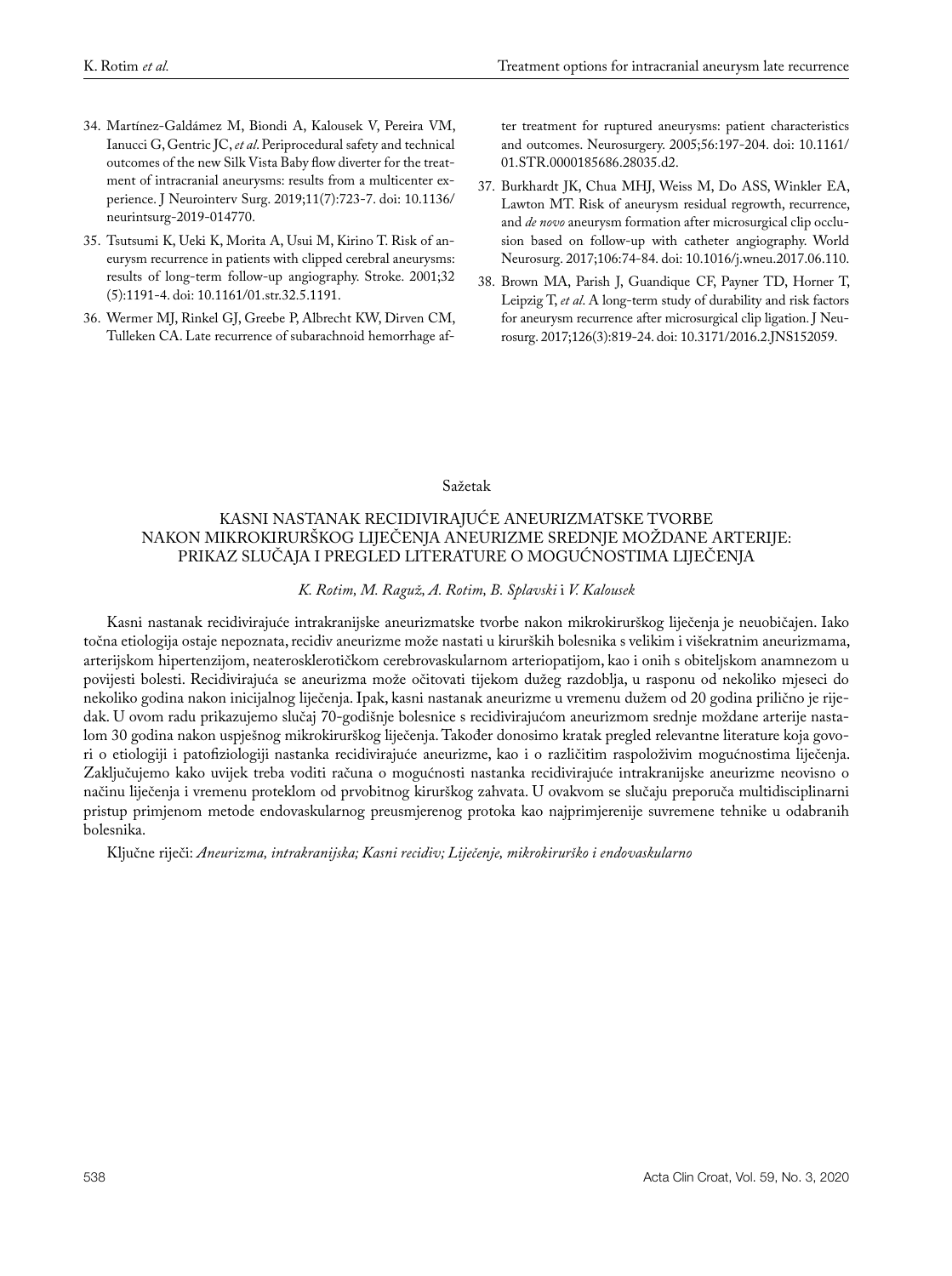34. Martínez-Galdámez M, Biondi A, Kalousek V, Pereira VM, Ianucci G, Gentric JC, *et al*. Periprocedural safety and technical outcomes of the new Silk Vista Baby flow diverter for the treatment of intracranial aneurysms: results from a multicenter experience. J Neurointerv Surg. 2019;11(7):723-7. doi: 10.1136/neurintsurg-2019-014770.
35. Tsutsumi K, Ueki K, Morita A, Usui M, Kirino T. Risk of aneurysm recurrence in patients with clipped cerebral aneurysms: results of long-term follow-up angiography. Stroke. 2001;32 (5):1191-4. doi: 10.1161/01.str.32.5.1191.
36. Wermer MJ, Rinkel GJ, Greebe P, Albrecht KW, Dirven CM, Tulleken CA. Late recurrence of subarachnoid hemorrhage after treatment for ruptured aneurysms: patient characteristics and outcomes. Neurosurgery. 2005;56:197-204. doi: 10.1161/01.STR.0000185686.28035.d2.
37. Burkhardt JK, Chua MHJ, Weiss M, Do ASS, Winkler EA, Lawton MT. Risk of aneurysm residual regrowth, recurrence, and *de novo* aneurysm formation after microsurgical clip occlusion based on follow-up with catheter angiography. World Neurosurg. 2017;106:74-84. doi: 10.1016/j.wneu.2017.06.110.
38. Brown MA, Parish J, Guandique CF, Payner TD, Horner T, Leipzig T, *et al*. A long-term study of durability and risk factors for aneurysm recurrence after microsurgical clip ligation. J Neurosurg. 2017;126(3):819-24. doi: 10.3171/2016.2.JNS152059.

## Sažetak

### KASNI NASTANAK RECIDIVIRAJUĆE ANEURIZMATSKE TVORBE NAKON MIKROKIRURŠKOG LIJEČENJA ANEURIZME SREDNJE MOŽDANE ARTERIJE: PRIKAZ SLUČAJA I PREGLED LITERATURE O MOGUĆNOSTIMA LIJEČENJA

*K. Rotim, M. Raguž, A. Rotim, B. Splavski* i *V. Kalousek*

Kasni nastanak recidivirajuće intrakranijske aneurizmatske tvorbe nakon mikrokirurškog liječenja je neuobičajen. Iako točna etiologija ostaje nepoznata, recidiv aneurizme može nastati u kirurških bolesnika s velikim i višekratnim aneurizmama, arterijskom hipertenzijom, neaterosklerotičkom cerebrovaskularnom arteriopatijom, kao i onih s obiteljskom anamnezom u povijesti bolesti. Recidivirajuća se aneurizma može očitovati tijekom dužeg razdoblja, u rasponu od nekoliko mjeseci do nekoliko godina nakon inicijalnog liječenja. Ipak, kasni nastanak aneurizme u vremenu dužem od 20 godina prilično je rijedak. U ovom radu prikazujemo slučaj 70-godišnje bolesnice s recidivirajućom aneurizmom srednje moždane arterije nastalom 30 godina nakon uspješnog mikrokirurškog liječenja. Također donosimo kratak pregled relevantne literature koja govori o etiologiji i patofiziologiji nastanka recidivirajuće aneurizme, kao i o različitim raspoloživim mogućnostima liječenja. Zaključujemo kako uvijek treba voditi računa o mogućnosti nastanka recidivirajuće intrakranijske aneurizme neovisno o načinu liječenja i vremenu proteklom od prvobitnog kirurškog zahvata. U ovakvom se slučaju preporuča multidisciplinarni pristup primjenom metode endovaskularnog preusmjerenog protoka kao najprimjerenije suvremene tehnike u odabranih bolesnika.

Ključne riječi: *Aneurizma, intrakranijska; Kasni recidiv; Liječenje, mikrokirurško i endovaskularno*